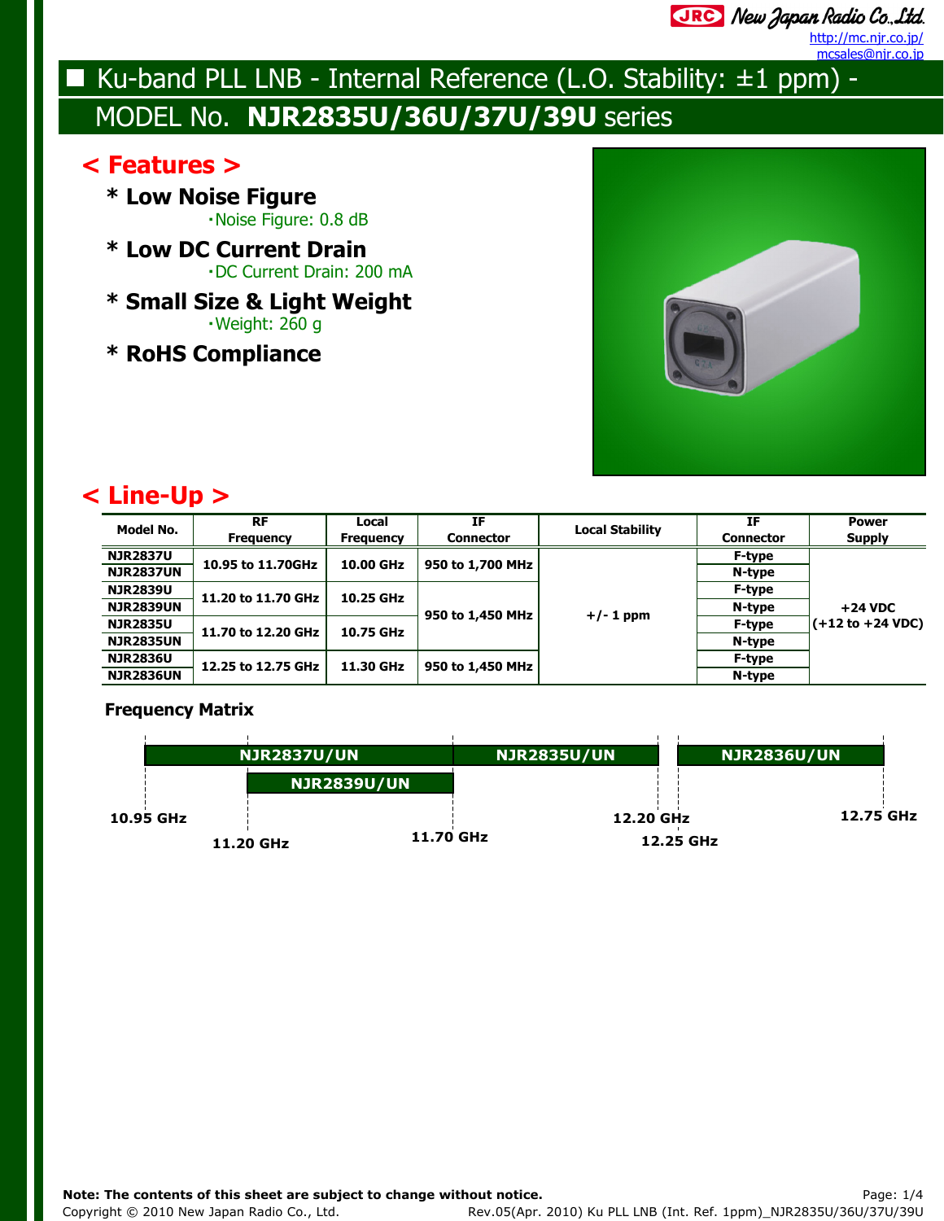New Japan Radio Co.,Ltd.
http://mc.njr.co.jp/
mcsales@njr.co.jp

# Ku-band PLL LNB - Internal Reference (L.O. Stability: ±1 ppm) - MODEL No. NJR2835U/36U/37U/39U series

## < Features >

**\* Low Noise Figure**
- Noise Figure: 0.8 dB

**\* Low DC Current Drain**
- DC Current Drain: 200 mA

**\* Small Size & Light Weight**
- Weight: 260 g

**\* RoHS Compliance**

## < Line-Up >

| Model No. | RF Frequency | Local Frequency | IF Connector | Local Stability | IF Connector | Power Supply |
|---|---|---|---|---|---|---|
| NJR2837U | 10.95 to 11.70GHz | 10.00 GHz | 950 to 1,700 MHz | +/- 1 ppm | F-type | +24 VDC (+12 to +24 VDC) |
| NJR2837UN | | | | | N-type | |
| NJR2839U | 11.20 to 11.70 GHz | 10.25 GHz | 950 to 1,450 MHz | | F-type | |
| NJR2839UN | | | | | N-type | |
| NJR2835U | 11.70 to 12.20 GHz | 10.75 GHz | | | F-type | |
| NJR2835UN | | | | | N-type | |
| NJR2836U | 12.25 to 12.75 GHz | 11.30 GHz | 950 to 1,450 MHz | | F-type | |
| NJR2836UN | | | | | N-type | |

### Frequency Matrix

- NJR2837U/UN: 10.95 GHz – 11.70 GHz
- NJR2839U/UN: 11.20 GHz – 11.70 GHz
- NJR2835U/UN: 11.70 GHz – 12.20 GHz
- NJR2836U/UN: 12.25 GHz – 12.75 GHz

**Note: The contents of this sheet are subject to change without notice.**

Copyright © 2010 New Japan Radio Co., Ltd. Rev.05(Apr. 2010) Ku PLL LNB (Int. Ref. 1ppm)_NJR2835U/36U/37U/39U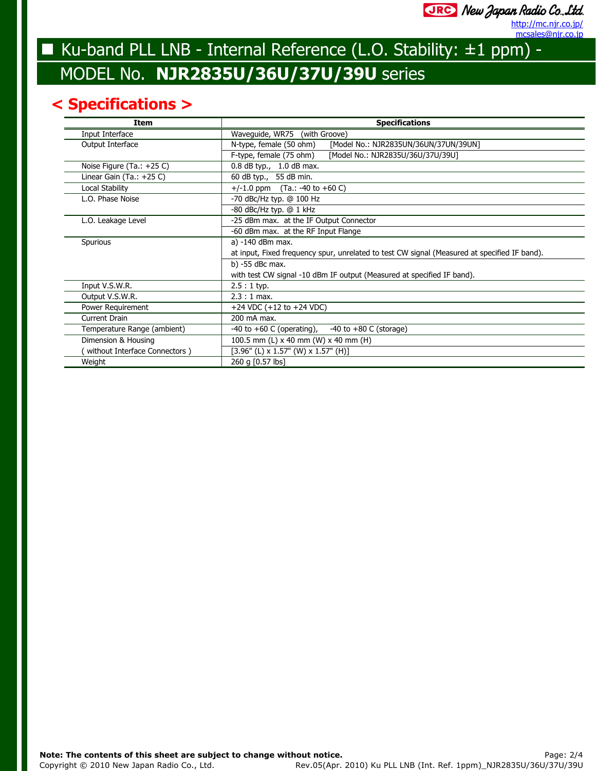# ■ Ku-band PLL LNB - Internal Reference (L.O. Stability: ±1 ppm) - MODEL No. **NJR2835U/36U/37U/39U** series

## < Specifications >

| Item | Specifications |
|---|---|
| Input Interface | Waveguide, WR75 (with Groove) |
| Output Interface | N-type, female (50 ohm) [Model No.: NJR2835UN/36UN/37UN/39UN] |
| | F-type, female (75 ohm) [Model No.: NJR2835U/36U/37U/39U] |
| Noise Figure (Ta.: +25 C) | 0.8 dB typ., 1.0 dB max. |
| Linear Gain (Ta.: +25 C) | 60 dB typ., 55 dB min. |
| Local Stability | +/-1.0 ppm (Ta.: -40 to +60 C) |
| L.O. Phase Noise | -70 dBc/Hz typ. @ 100 Hz |
| | -80 dBc/Hz typ. @ 1 kHz |
| L.O. Leakage Level | -25 dBm max. at the IF Output Connector |
| | -60 dBm max. at the RF Input Flange |
| Spurious | a) -140 dBm max.<br>at input, Fixed frequency spur, unrelated to test CW signal (Measured at specified IF band). |
| | b) -55 dBc max.<br>with test CW signal -10 dBm IF output (Measured at specified IF band). |
| Input V.S.W.R. | 2.5 : 1 typ. |
| Output V.S.W.R. | 2.3 : 1 max. |
| Power Requirement | +24 VDC (+12 to +24 VDC) |
| Current Drain | 200 mA max. |
| Temperature Range (ambient) | -40 to +60 C (operating), -40 to +80 C (storage) |
| Dimension & Housing<br>( without Interface Connectors ) | 100.5 mm (L) x 40 mm (W) x 40 mm (H)<br>[3.96" (L) x 1.57" (W) x 1.57" (H)] |
| Weight | 260 g [0.57 lbs] |

**Note: The contents of this sheet are subject to change without notice.**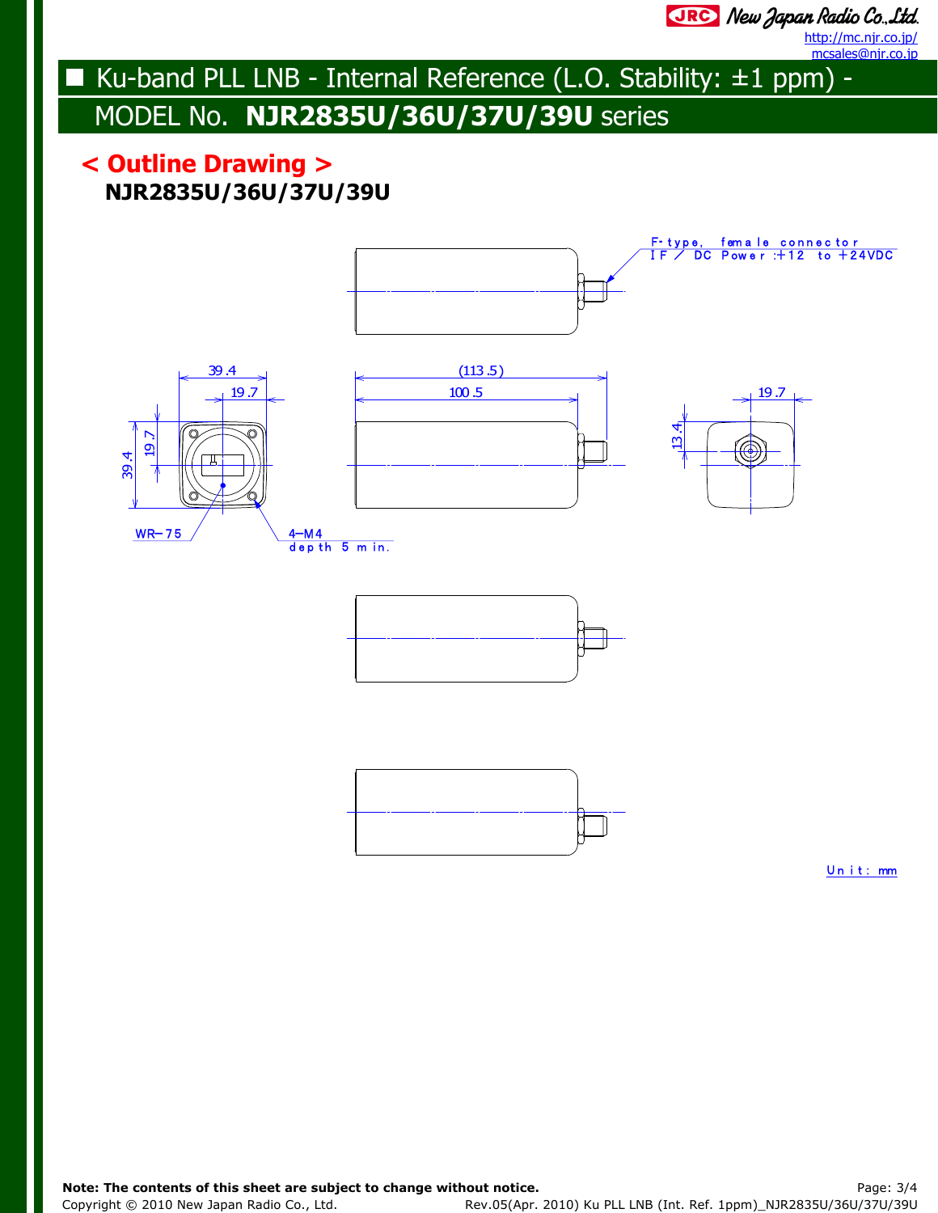# Ku-band PLL LNB - Internal Reference (L.O. Stability: ±1 ppm) - MODEL No. NJR2835U/36U/37U/39U series

## < Outline Drawing >

**NJR2835U/36U/37U/39U**

F-type, female connector
IF / DC Power :+12 to +24VDC

39.4
19.7
(113.5)
100.5
19.7
39.4
19.7
13.4

WR-75
4-M4
depth 5 min.

Unit: mm

**Note: The contents of this sheet are subject to change without notice.**

Copyright © 2010 New Japan Radio Co., Ltd.

Rev.05(Apr. 2010) Ku PLL LNB (Int. Ref. 1ppm)_NJR2835U/36U/37U/39U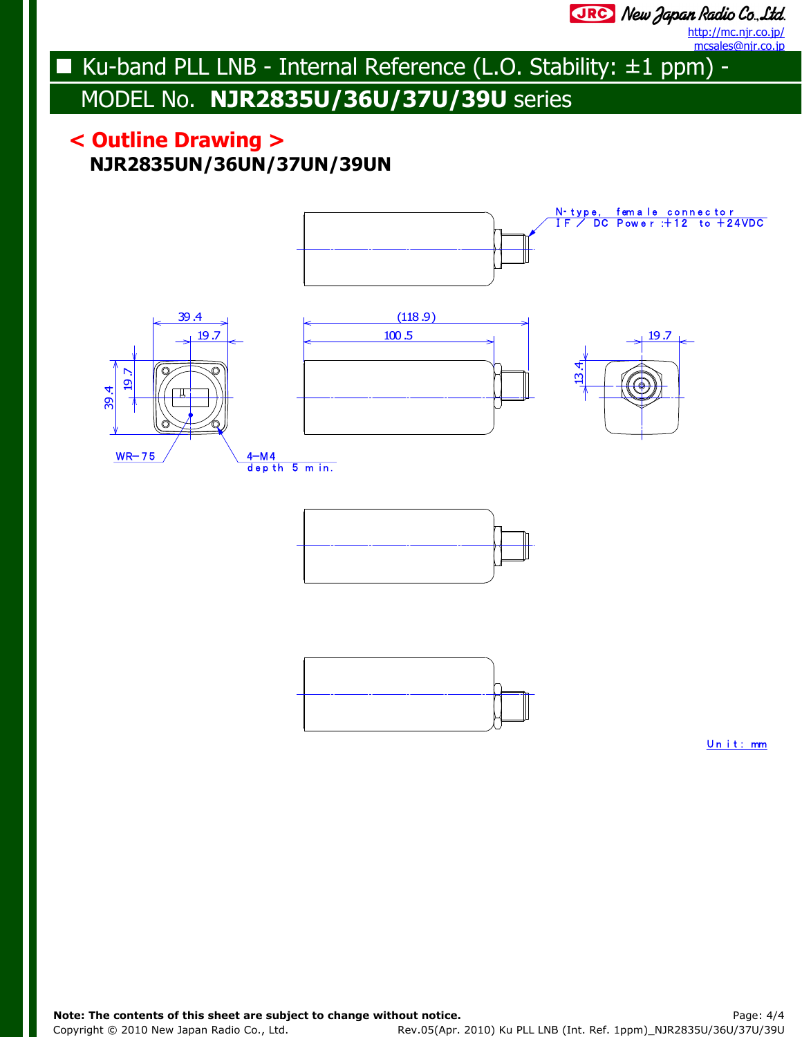# Ku-band PLL LNB - Internal Reference (L.O. Stability: ±1 ppm) -

## MODEL No. **NJR2835U/36U/37U/39U** series

## < Outline Drawing >

**NJR2835UN/36UN/37UN/39UN**

N-type, female connector
IF / DC Power :+12 to +24VDC

39.4
19.7
(118.9)
100.5
19.7
39.4
19.7
13.4

WR-75

4-M4
depth 5 min.

Unit: mm

**Note: The contents of this sheet are subject to change without notice.**

Copyright © 2010 New Japan Radio Co., Ltd.

Rev.05(Apr. 2010) Ku PLL LNB (Int. Ref. 1ppm)_NJR2835U/36U/37U/39U